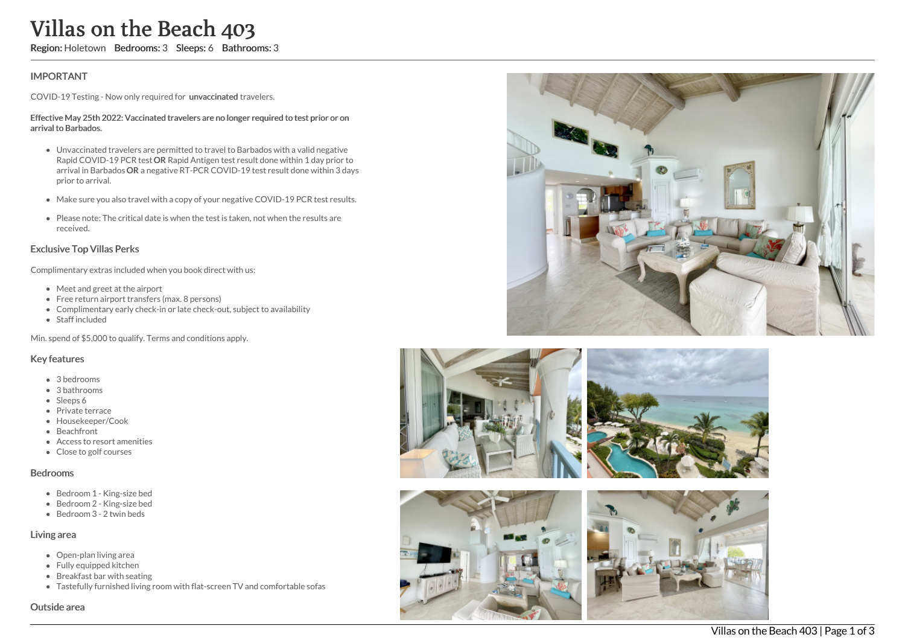# Villas on the Beach 403

**Region:** Holetown **Bedrooms:** 3 **Sleeps:** 6 **Bathrooms:** 3

## IMPORTANT

COVID-19 Testing - Now only required for **unvaccinated** travelers.

**Effective May 25th 2022: Vaccinated travelers are no longer required to test prior or on arrival to Barbados.**

- Unvaccinated travelers are permitted to travel to Barbados with a valid negative Rapid COVID-19 PCR test **OR** Rapid Antigen test result done within 1 day prior to arrival in Barbados **OR** a negative RT-PCR COVID-19 test result done within 3 days prior to arrival.
- Make sure you also travel with a copy of your negative COVID-19 PCR test results.
- Please note: The critical date is when the test is taken, not when the results are received.

## Exclusive Top Villas Perks

Complimentary extras included when you book direct with us:

- Meet and greet at the airport
- Free return airport transfers (max. 8 persons)
- Complimentary early check-in or late check-out, subject to availability
- Staff included

Min. spend of $5,000 to qualify. Terms and conditions apply.

## Key features

- 3 bedrooms
- 3 bathrooms
- Sleeps 6
- Private terrace
- Housekeeper/Cook
- Beachfront
- Access to resort amenities
- Close to golf courses

## Bedrooms

- Bedroom 1 - King-size bed
- Bedroom 2 - King-size bed
- Bedroom 3 - 2 twin beds

## Living area

- Open-plan living area
- Fully equipped kitchen
- Breakfast bar with seating
- Tastefully furnished living room with flat-screen TV and comfortable sofas

## Outside area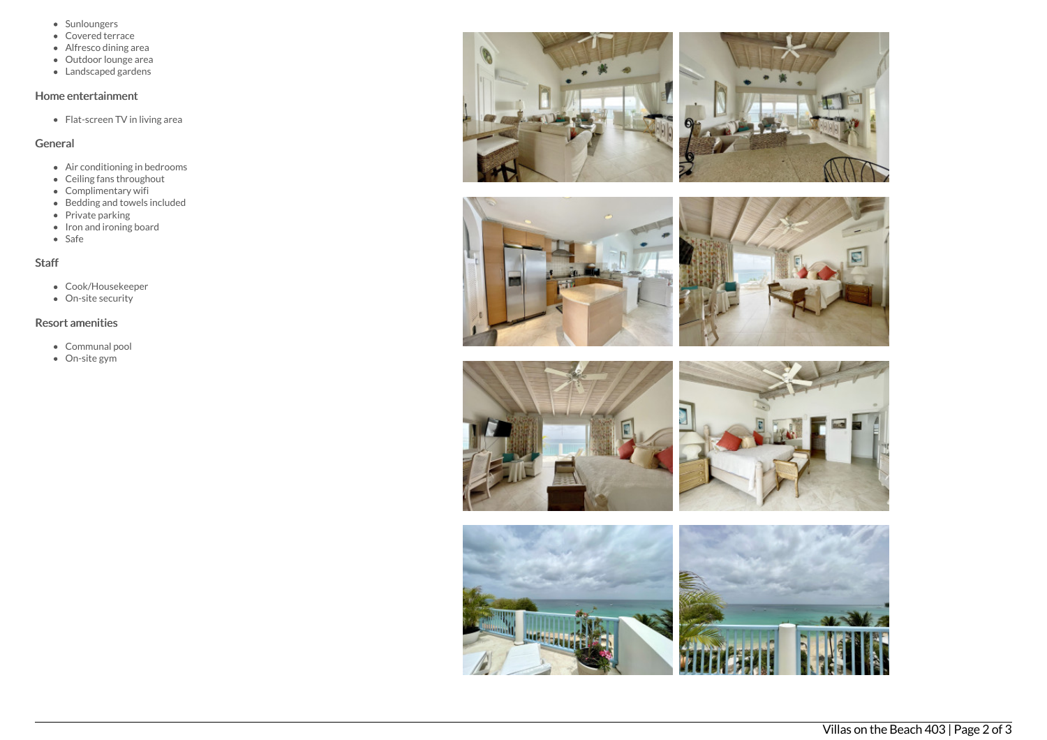- Sunloungers
- Covered terrace
- Alfresco dining area
- Outdoor lounge area
- Landscaped gardens

## Home entertainment

- Flat-screen TV in living area

## General

- Air conditioning in bedrooms
- Ceiling fans throughout
- Complimentary wifi
- Bedding and towels included
- Private parking
- Iron and ironing board
- Safe

## Staff

- Cook/Housekeeper
- On-site security

## Resort amenities

- Communal pool
- On-site gym